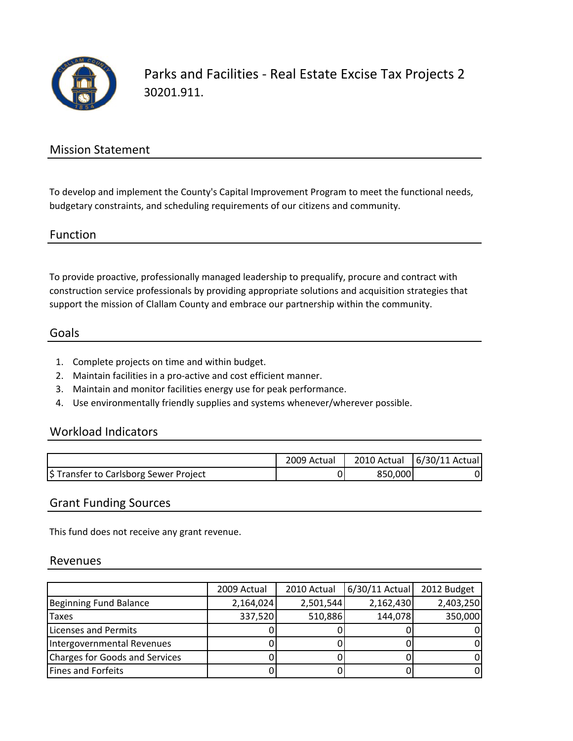# Parks and Facilities - Real Estate Excise Tax Projects 2

30201.911.

## Mission Statement

To develop and implement the County's Capital Improvement Program to meet the functional needs, budgetary constraints, and scheduling requirements of our citizens and community.

## Function

To provide proactive, professionally managed leadership to prequalify, procure and contract with construction service professionals by providing appropriate solutions and acquisition strategies that support the mission of Clallam County and embrace our partnership within the community.

## Goals

1. Complete projects on time and within budget.
2. Maintain facilities in a pro-active and cost efficient manner.
3. Maintain and monitor facilities energy use for peak performance.
4. Use environmentally friendly supplies and systems whenever/wherever possible.

## Workload Indicators

| | 2009 Actual | 2010 Actual | 6/30/11 Actual |
|---|---|---|---|
| $ Transfer to Carlsborg Sewer Project | 0 | 850,000 | 0 |

## Grant Funding Sources

This fund does not receive any grant revenue.

## Revenues

| | 2009 Actual | 2010 Actual | 6/30/11 Actual | 2012 Budget |
|---|---|---|---|---|
| Beginning Fund Balance | 2,164,024 | 2,501,544 | 2,162,430 | 2,403,250 |
| Taxes | 337,520 | 510,886 | 144,078 | 350,000 |
| Licenses and Permits | 0 | 0 | 0 | 0 |
| Intergovernmental Revenues | 0 | 0 | 0 | 0 |
| Charges for Goods and Services | 0 | 0 | 0 | 0 |
| Fines and Forfeits | 0 | 0 | 0 | 0 |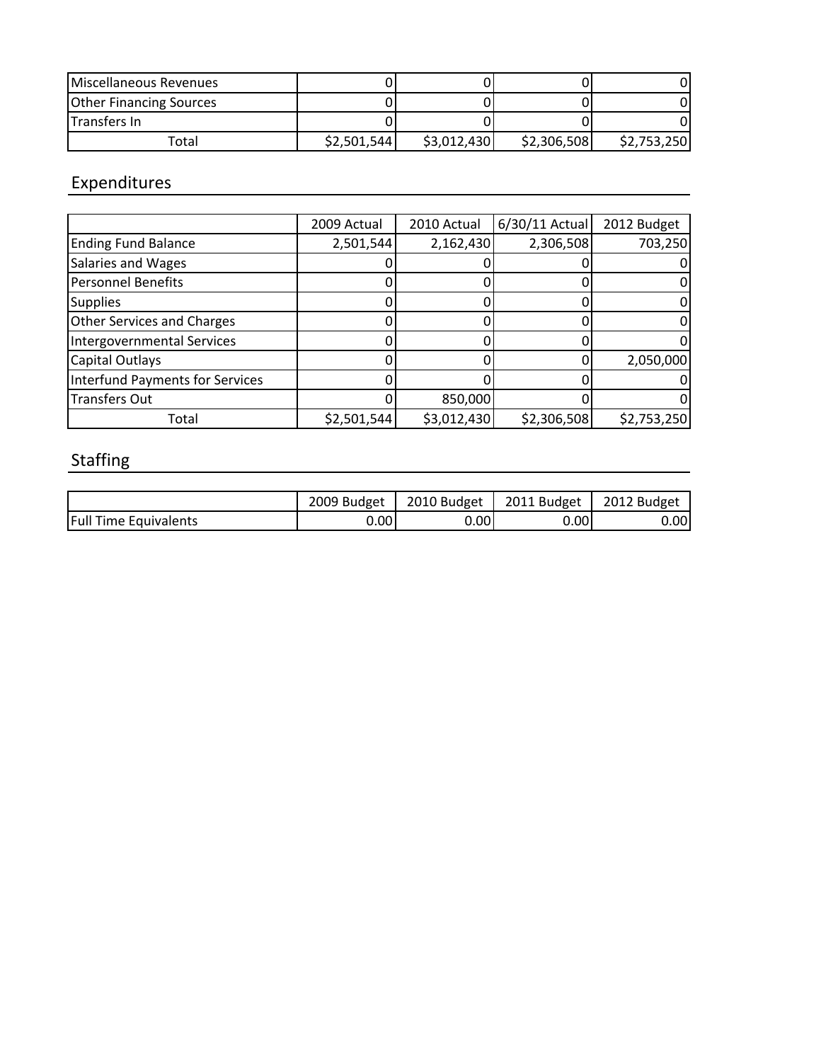| | | | | |
|---|---|---|---|---|
| Miscellaneous Revenues | 0 | 0 | 0 | 0 |
| Other Financing Sources | 0 | 0 | 0 | 0 |
| Transfers In | 0 | 0 | 0 | 0 |
| Total | $2,501,544 | $3,012,430 | $2,306,508 | $2,753,250 |

## Expenditures

| | 2009 Actual | 2010 Actual | 6/30/11 Actual | 2012 Budget |
|---|---|---|---|---|
| Ending Fund Balance | 2,501,544 | 2,162,430 | 2,306,508 | 703,250 |
| Salaries and Wages | 0 | 0 | 0 | 0 |
| Personnel Benefits | 0 | 0 | 0 | 0 |
| Supplies | 0 | 0 | 0 | 0 |
| Other Services and Charges | 0 | 0 | 0 | 0 |
| Intergovernmental Services | 0 | 0 | 0 | 0 |
| Capital Outlays | 0 | 0 | 0 | 2,050,000 |
| Interfund Payments for Services | 0 | 0 | 0 | 0 |
| Transfers Out | 0 | 850,000 | 0 | 0 |
| Total | $2,501,544 | $3,012,430 | $2,306,508 | $2,753,250 |

## Staffing

| | 2009 Budget | 2010 Budget | 2011 Budget | 2012 Budget |
|---|---|---|---|---|
| Full Time Equivalents | 0.00 | 0.00 | 0.00 | 0.00 |